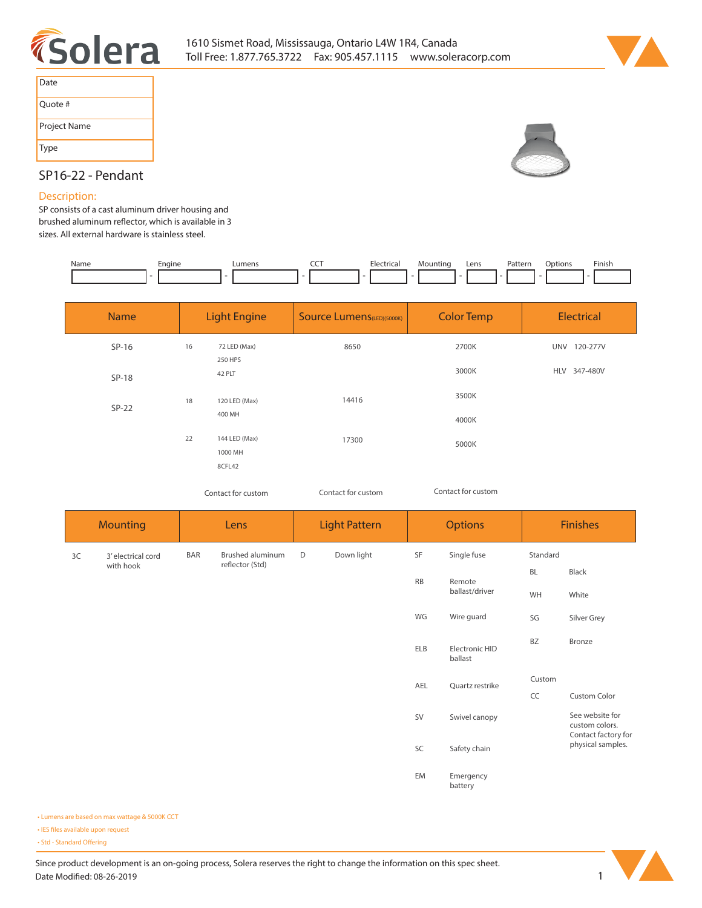Solera

1610 Sismet Road, Mississauga, Ontario L4W 1R4, Canada
Toll Free: 1.877.765.3722 Fax: 905.457.1115 www.soleracorp.com

| Date | |
|---|---|
| Quote # | |
| Project Name | |
| Type | |

## SP16-22 - Pendant

### Description:

SP consists of a cast aluminum driver housing and brushed aluminum reflector, which is available in 3 sizes. All external hardware is stainless steel.

| Name | Engine | Lumens | CCT | Electrical | Mounting | Lens | Pattern | Options | Finish |
|---|---|---|---|---|---|---|---|---|---|
| | | | | | | | | | |

| Name | Light Engine | | Source Lumens(LED)(5000K) | Color Temp | Electrical |
|---|---|---|---|---|---|
| SP-16 | 16 | 72 LED (Max)<br>250 HPS<br>42 PLT | 8650 | 2700K | UNV 120-277V |
| SP-18 | | | | 3000K | HLV 347-480V |
| SP-22 | 18 | 120 LED (Max)<br>400 MH | 14416 | 3500K | |
| | | | | 4000K | |
| | 22 | 144 LED (Max)<br>1000 MH<br>8CFL42 | 17300 | 5000K | |
| | | Contact for custom | Contact for custom | Contact for custom | |

| Mounting | | Lens | | Light Pattern | | Options | | Finishes | |
|---|---|---|---|---|---|---|---|---|---|
| 3C | 3' electrical cord with hook | BAR | Brushed aluminum reflector (Std) | D | Down light | SF | Single fuse | Standard | |
| | | | | | | | | BL | Black |
| | | | | | | RB | Remote ballast/driver | WH | White |
| | | | | | | WG | Wire guard | SG | Silver Grey |
| | | | | | | ELB | Electronic HID ballast | BZ | Bronze |
| | | | | | | AEL | Quartz restrike | Custom | |
| | | | | | | | | CC | Custom Color |
| | | | | | | SV | Swivel canopy | | See website for custom colors. Contact factory for physical samples. |
| | | | | | | SC | Safety chain | | |
| | | | | | | EM | Emergency battery | | |

- Lumens are based on max wattage & 5000K CCT
- IES files available upon request
- Std - Standard Offering

Since product development is an on-going process, Solera reserves the right to change the information on this spec sheet.
Date Modified: 08-26-2019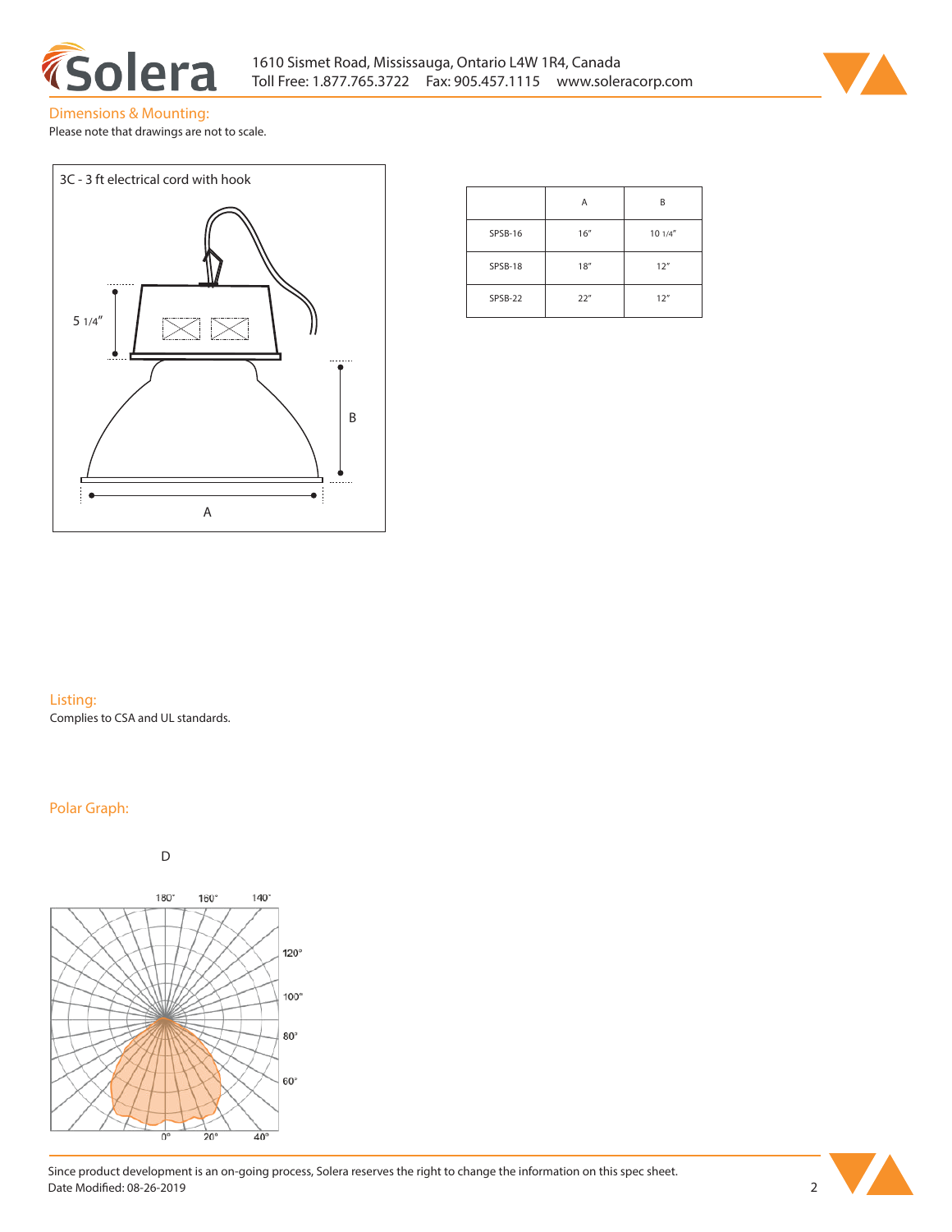## Dimensions & Mounting:

Please note that drawings are not to scale.

3C - 3 ft electrical cord with hook

5 1/4"

B

A

| | A | B |
|---|---|---|
| SPSB-16 | 16" | 10 1/4" |
| SPSB-18 | 18" | 12" |
| SPSB-22 | 22" | 12" |

## Listing:

Complies to CSA and UL standards.

## Polar Graph:

D

180° 160° 140°

120°

100°

80°

60°

0° 20° 40°

Since product development is an on-going process, Solera reserves the right to change the information on this spec sheet.
Date Modified: 08-26-2019